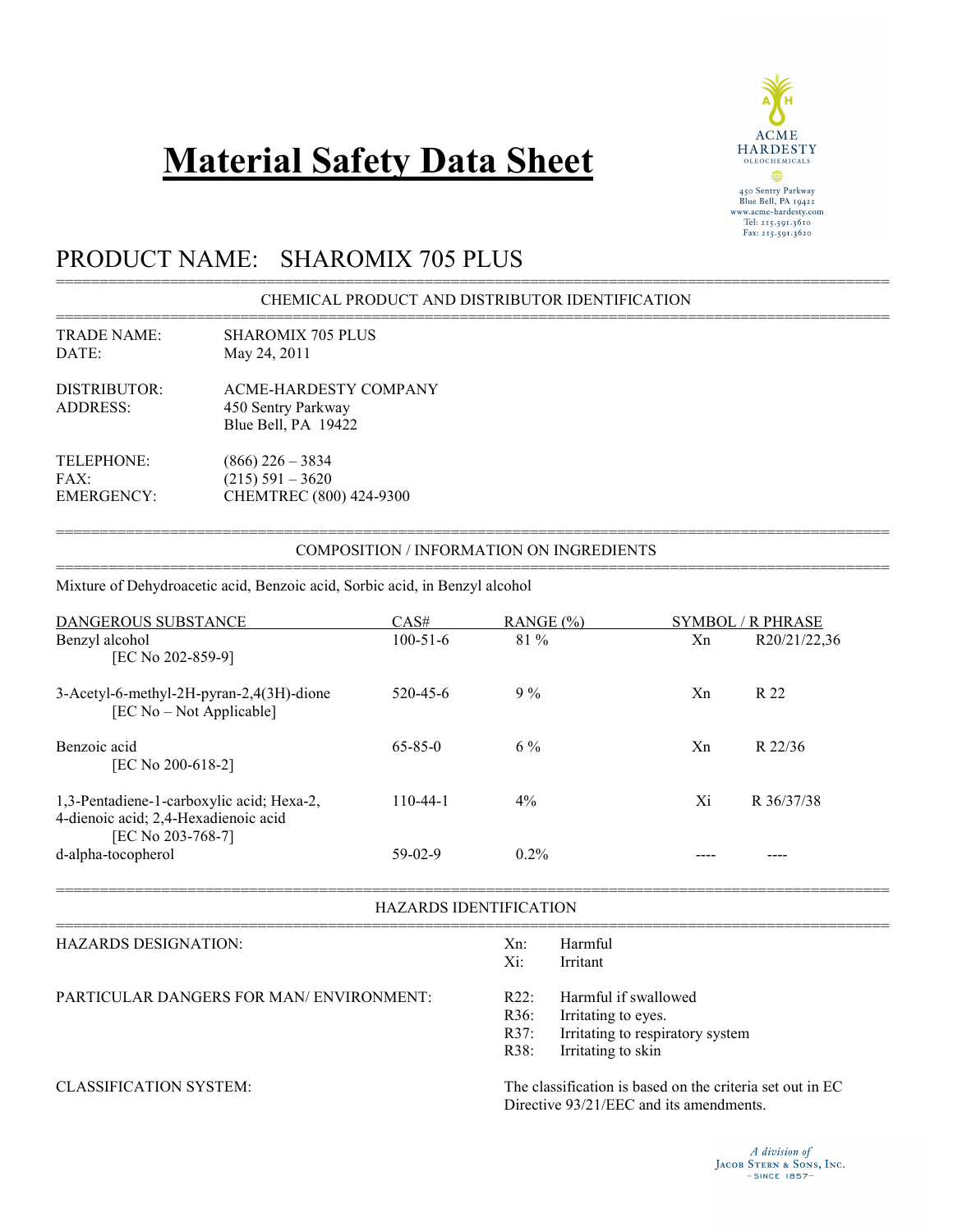# Material Safety Data Sheet

ACME HARDESTY OLEOCHEMICALS
450 Sentry Parkway
Blue Bell, PA 19422
www.acme-hardesty.com
Tel: 215.591.3610
Fax: 215.591.3620

## PRODUCT NAME: SHAROMIX 705 PLUS

### CHEMICAL PRODUCT AND DISTRIBUTOR IDENTIFICATION

TRADE NAME: SHAROMIX 705 PLUS
DATE: May 24, 2011

DISTRIBUTOR: ACME-HARDESTY COMPANY
ADDRESS: 450 Sentry Parkway
Blue Bell, PA 19422

TELEPHONE: (866) 226 – 3834
FAX: (215) 591 – 3620
EMERGENCY: CHEMTREC (800) 424-9300

### COMPOSITION / INFORMATION ON INGREDIENTS

Mixture of Dehydroacetic acid, Benzoic acid, Sorbic acid, in Benzyl alcohol

| DANGEROUS SUBSTANCE | CAS# | RANGE (%) | SYMBOL | R PHRASE |
|---|---|---|---|---|
| Benzyl alcohol [EC No 202-859-9] | 100-51-6 | 81 % | Xn | R20/21/22,36 |
| 3-Acetyl-6-methyl-2H-pyran-2,4(3H)-dione [EC No – Not Applicable] | 520-45-6 | 9 % | Xn | R 22 |
| Benzoic acid [EC No 200-618-2] | 65-85-0 | 6 % | Xn | R 22/36 |
| 1,3-Pentadiene-1-carboxylic acid; Hexa-2, 4-dienoic acid; 2,4-Hexadienoic acid [EC No 203-768-7] | 110-44-1 | 4% | Xi | R 36/37/38 |
| d-alpha-tocopherol | 59-02-9 | 0.2% | ---- | ---- |

### HAZARDS IDENTIFICATION

HAZARDS DESIGNATION:
- Xn: Harmful
- Xi: Irritant

PARTICULAR DANGERS FOR MAN/ ENVIRONMENT:
- R22: Harmful if swallowed
- R36: Irritating to eyes.
- R37: Irritating to respiratory system
- R38: Irritating to skin

CLASSIFICATION SYSTEM: The classification is based on the criteria set out in EC Directive 93/21/EEC and its amendments.

*A division of* Jacob Stern & Sons, Inc. – SINCE 1857 –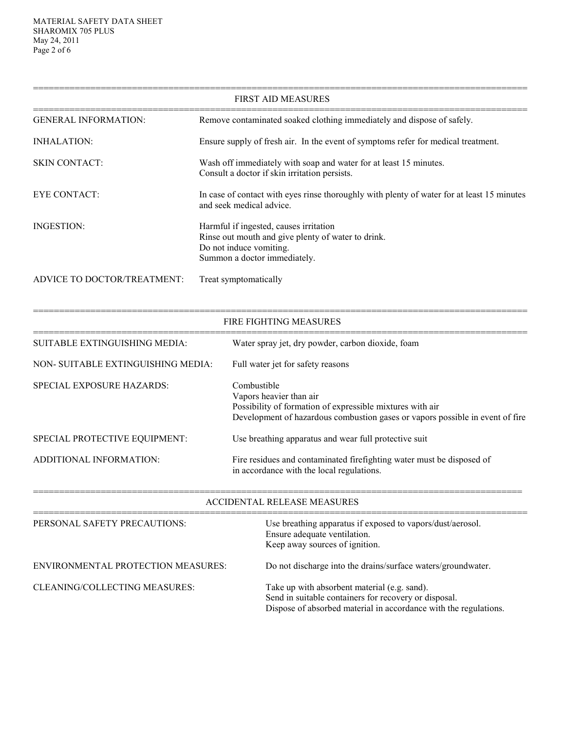## FIRST AID MEASURES

| | |
|---|---|
| GENERAL INFORMATION: | Remove contaminated soaked clothing immediately and dispose of safely. |
| INHALATION: | Ensure supply of fresh air. In the event of symptoms refer for medical treatment. |
| SKIN CONTACT: | Wash off immediately with soap and water for at least 15 minutes.<br>Consult a doctor if skin irritation persists. |
| EYE CONTACT: | In case of contact with eyes rinse thoroughly with plenty of water for at least 15 minutes and seek medical advice. |
| INGESTION: | Harmful if ingested, causes irritation<br>Rinse out mouth and give plenty of water to drink.<br>Do not induce vomiting.<br>Summon a doctor immediately. |
| ADVICE TO DOCTOR/TREATMENT: | Treat symptomatically |

## FIRE FIGHTING MEASURES

| | |
|---|---|
| SUITABLE EXTINGUISHING MEDIA: | Water spray jet, dry powder, carbon dioxide, foam |
| NON- SUITABLE EXTINGUISHING MEDIA: | Full water jet for safety reasons |
| SPECIAL EXPOSURE HAZARDS: | Combustible<br>Vapors heavier than air<br>Possibility of formation of expressible mixtures with air<br>Development of hazardous combustion gases or vapors possible in event of fire |
| SPECIAL PROTECTIVE EQUIPMENT: | Use breathing apparatus and wear full protective suit |
| ADDITIONAL INFORMATION: | Fire residues and contaminated firefighting water must be disposed of in accordance with the local regulations. |

## ACCIDENTAL RELEASE MEASURES

| | |
|---|---|
| PERSONAL SAFETY PRECAUTIONS: | Use breathing apparatus if exposed to vapors/dust/aerosol.<br>Ensure adequate ventilation.<br>Keep away sources of ignition. |
| ENVIRONMENTAL PROTECTION MEASURES: | Do not discharge into the drains/surface waters/groundwater. |
| CLEANING/COLLECTING MEASURES: | Take up with absorbent material (e.g. sand).<br>Send in suitable containers for recovery or disposal.<br>Dispose of absorbed material in accordance with the regulations. |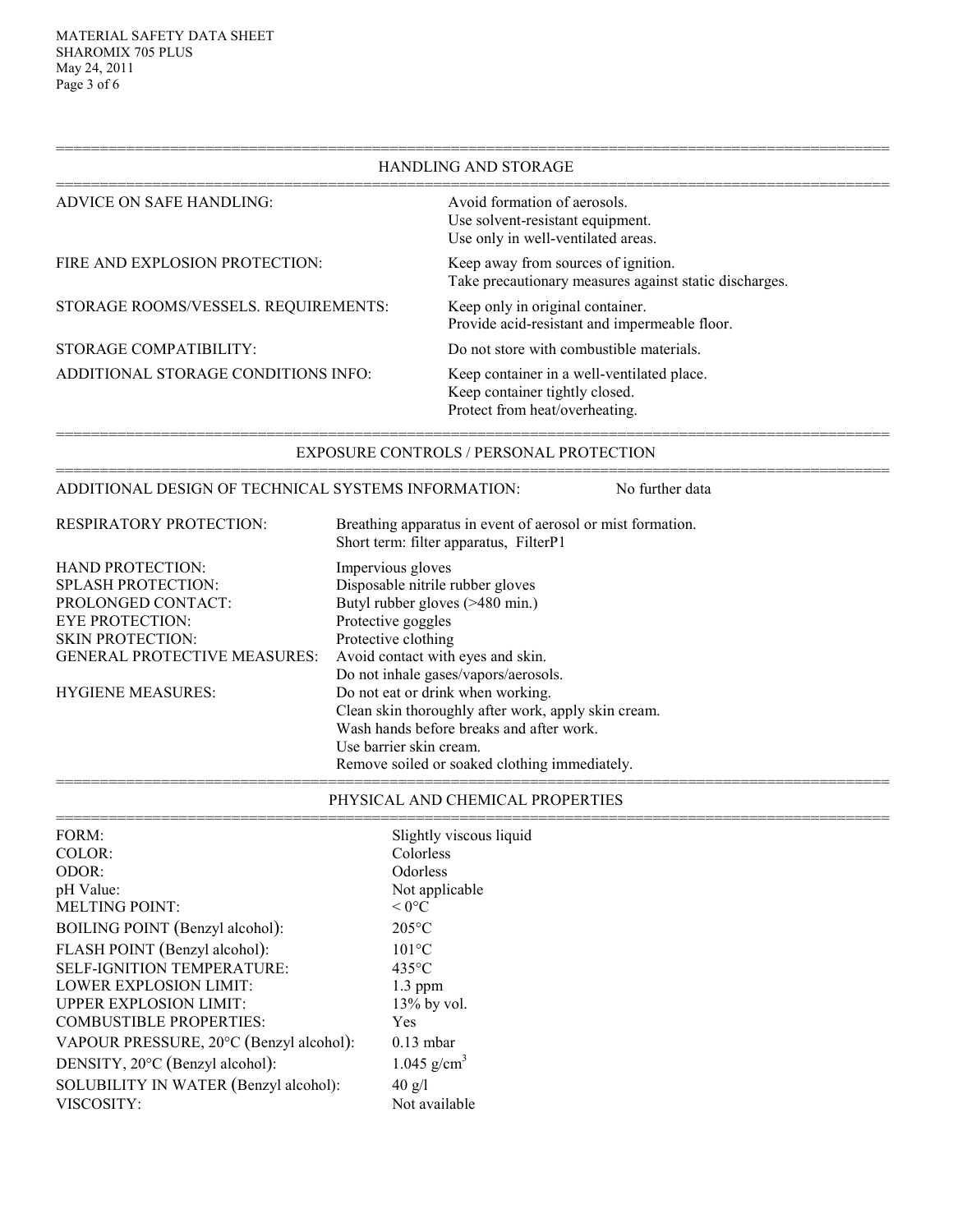## HANDLING AND STORAGE

| | |
|---|---|
| ADVICE ON SAFE HANDLING: | Avoid formation of aerosols.<br>Use solvent-resistant equipment.<br>Use only in well-ventilated areas. |
| FIRE AND EXPLOSION PROTECTION: | Keep away from sources of ignition.<br>Take precautionary measures against static discharges. |
| STORAGE ROOMS/VESSELS. REQUIREMENTS: | Keep only in original container.<br>Provide acid-resistant and impermeable floor. |
| STORAGE COMPATIBILITY: | Do not store with combustible materials. |
| ADDITIONAL STORAGE CONDITIONS INFO: | Keep container in a well-ventilated place.<br>Keep container tightly closed.<br>Protect from heat/overheating. |

## EXPOSURE CONTROLS / PERSONAL PROTECTION

ADDITIONAL DESIGN OF TECHNICAL SYSTEMS INFORMATION: No further data

| | |
|---|---|
| RESPIRATORY PROTECTION: | Breathing apparatus in event of aerosol or mist formation.<br>Short term: filter apparatus, FilterP1 |
| HAND PROTECTION: | Impervious gloves |
| SPLASH PROTECTION: | Disposable nitrile rubber gloves |
| PROLONGED CONTACT: | Butyl rubber gloves (>480 min.) |
| EYE PROTECTION: | Protective goggles |
| SKIN PROTECTION: | Protective clothing |
| GENERAL PROTECTIVE MEASURES: | Avoid contact with eyes and skin.<br>Do not inhale gases/vapors/aerosols. |
| HYGIENE MEASURES: | Do not eat or drink when working.<br>Clean skin thoroughly after work, apply skin cream.<br>Wash hands before breaks and after work.<br>Use barrier skin cream.<br>Remove soiled or soaked clothing immediately. |

## PHYSICAL AND CHEMICAL PROPERTIES

| | |
|---|---|
| FORM: | Slightly viscous liquid |
| COLOR: | Colorless |
| ODOR: | Odorless |
| pH Value: | Not applicable |
| MELTING POINT: | < 0°C |
| BOILING POINT (Benzyl alcohol): | 205°C |
| FLASH POINT (Benzyl alcohol): | 101°C |
| SELF-IGNITION TEMPERATURE: | 435°C |
| LOWER EXPLOSION LIMIT: | 1.3 ppm |
| UPPER EXPLOSION LIMIT: | 13% by vol. |
| COMBUSTIBLE PROPERTIES: | Yes |
| VAPOUR PRESSURE, 20°C (Benzyl alcohol): | 0.13 mbar |
| DENSITY, 20°C (Benzyl alcohol): | 1.045 g/cm$^3$ |
| SOLUBILITY IN WATER (Benzyl alcohol): | 40 g/l |
| VISCOSITY: | Not available |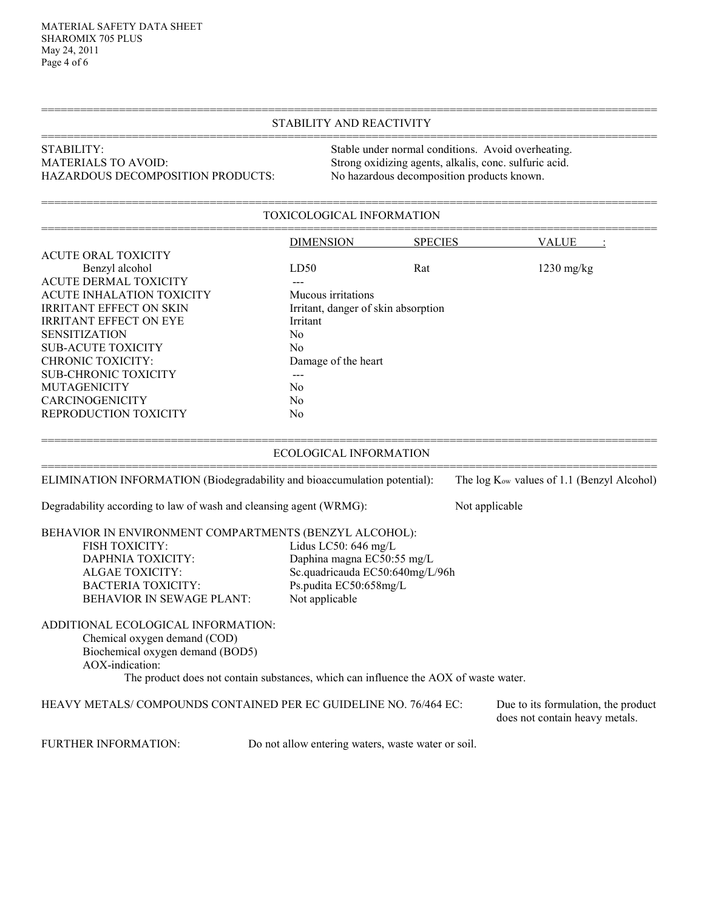## STABILITY AND REACTIVITY

| | |
|---|---|
| STABILITY: | Stable under normal conditions. Avoid overheating. |
| MATERIALS TO AVOID: | Strong oxidizing agents, alkalis, conc. sulfuric acid. |
| HAZARDOUS DECOMPOSITION PRODUCTS: | No hazardous decomposition products known. |

## TOXICOLOGICAL INFORMATION

| | DIMENSION | SPECIES | VALUE : |
|---|---|---|---|
| ACUTE ORAL TOXICITY | | | |
| Benzyl alcohol | LD50 | Rat | 1230 mg/kg |
| ACUTE DERMAL TOXICITY | --- | | |
| ACUTE INHALATION TOXICITY | Mucous irritations | | |
| IRRITANT EFFECT ON SKIN | Irritant, danger of skin absorption | | |
| IRRITANT EFFECT ON EYE | Irritant | | |
| SENSITIZATION | No | | |
| SUB-ACUTE TOXICITY | No | | |
| CHRONIC TOXICITY: | Damage of the heart | | |
| SUB-CHRONIC TOXICITY | --- | | |
| MUTAGENICITY | No | | |
| CARCINOGENICITY | No | | |
| REPRODUCTION TOXICITY | No | | |

## ECOLOGICAL INFORMATION

ELIMINATION INFORMATION (Biodegradability and bioaccumulation potential): The log $K_{ow}$ values of 1.1 (Benzyl Alcohol)

Degradability according to law of wash and cleansing agent (WRMG): Not applicable

BEHAVIOR IN ENVIRONMENT COMPARTMENTS (BENZYL ALCOHOL):

| | |
|---|---|
| FISH TOXICITY: | Lidus LC50: 646 mg/L |
| DAPHNIA TOXICITY: | Daphina magna EC50:55 mg/L |
| ALGAE TOXICITY: | Sc.quadricauda EC50:640mg/L/96h |
| BACTERIA TOXICITY: | Ps.pudita EC50:658mg/L |
| BEHAVIOR IN SEWAGE PLANT: | Not applicable |

ADDITIONAL ECOLOGICAL INFORMATION:

Chemical oxygen demand (COD)
Biochemical oxygen demand (BOD5)
AOX-indication:
The product does not contain substances, which can influence the AOX of waste water.

HEAVY METALS/ COMPOUNDS CONTAINED PER EC GUIDELINE NO. 76/464 EC: Due to its formulation, the product does not contain heavy metals.

FURTHER INFORMATION: Do not allow entering waters, waste water or soil.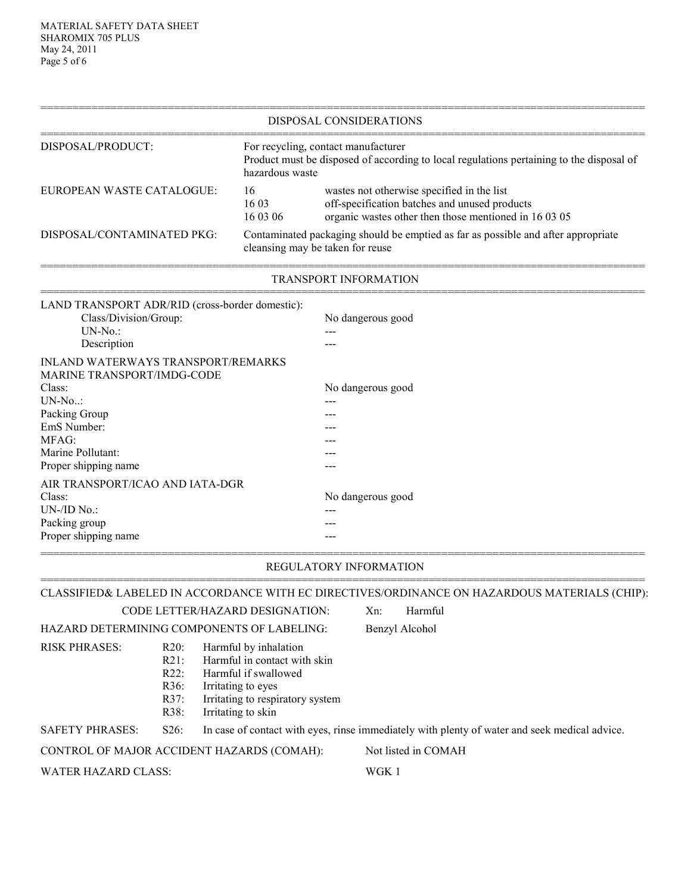## DISPOSAL CONSIDERATIONS

| | |
|---|---|
| DISPOSAL/PRODUCT: | For recycling, contact manufacturer<br>Product must be disposed of according to local regulations pertaining to the disposal of hazardous waste |
| EUROPEAN WASTE CATALOGUE: | 16 wastes not otherwise specified in the list<br>16 03 off-specification batches and unused products<br>16 03 06 organic wastes other then those mentioned in 16 03 05 |
| DISPOSAL/CONTAMINATED PKG: | Contaminated packaging should be emptied as far as possible and after appropriate cleansing may be taken for reuse |

## TRANSPORT INFORMATION

LAND TRANSPORT ADR/RID (cross-border domestic):

| | |
|---|---|
| Class/Division/Group: | No dangerous good |
| UN-No.: | --- |
| Description | --- |

INLAND WATERWAYS TRANSPORT/REMARKS
MARINE TRANSPORT/IMDG-CODE

| | |
|---|---|
| Class: | No dangerous good |
| UN-No..: | --- |
| Packing Group | --- |
| EmS Number: | --- |
| MFAG: | --- |
| Marine Pollutant: | --- |
| Proper shipping name | --- |

AIR TRANSPORT/ICAO AND IATA-DGR

| | |
|---|---|
| Class: | No dangerous good |
| UN-/ID No.: | --- |
| Packing group | --- |
| Proper shipping name | --- |

## REGULATORY INFORMATION

CLASSIFIED& LABELED IN ACCORDANCE WITH EC DIRECTIVES/ORDINANCE ON HAZARDOUS MATERIALS (CHIP):

CODE LETTER/HAZARD DESIGNATION: Xn: Harmful

HAZARD DETERMINING COMPONENTS OF LABELING: Benzyl Alcohol

RISK PHRASES:

| | |
|---|---|
| R20: | Harmful by inhalation |
| R21: | Harmful in contact with skin |
| R22: | Harmful if swallowed |
| R36: | Irritating to eyes |
| R37: | Irritating to respiratory system |
| R38: | Irritating to skin |

SAFETY PHRASES: S26: In case of contact with eyes, rinse immediately with plenty of water and seek medical advice.

CONTROL OF MAJOR ACCIDENT HAZARDS (COMAH): Not listed in COMAH

WATER HAZARD CLASS: WGK 1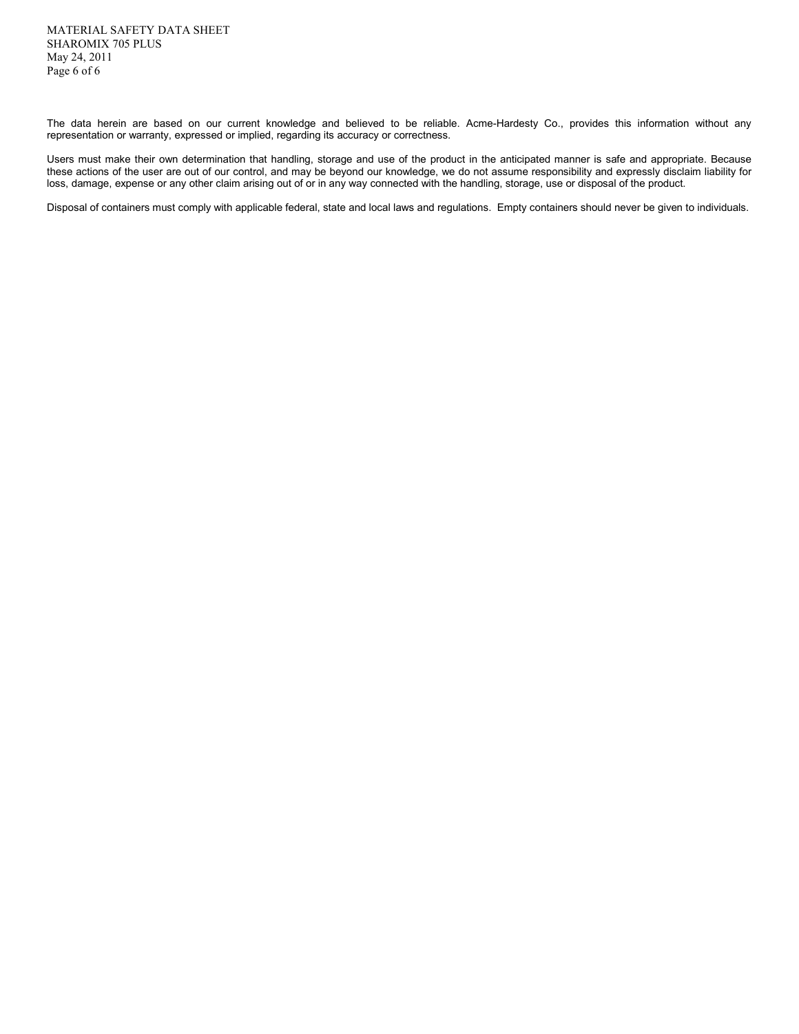The data herein are based on our current knowledge and believed to be reliable. Acme-Hardesty Co., provides this information without any representation or warranty, expressed or implied, regarding its accuracy or correctness.

Users must make their own determination that handling, storage and use of the product in the anticipated manner is safe and appropriate. Because these actions of the user are out of our control, and may be beyond our knowledge, we do not assume responsibility and expressly disclaim liability for loss, damage, expense or any other claim arising out of or in any way connected with the handling, storage, use or disposal of the product.

Disposal of containers must comply with applicable federal, state and local laws and regulations. Empty containers should never be given to individuals.